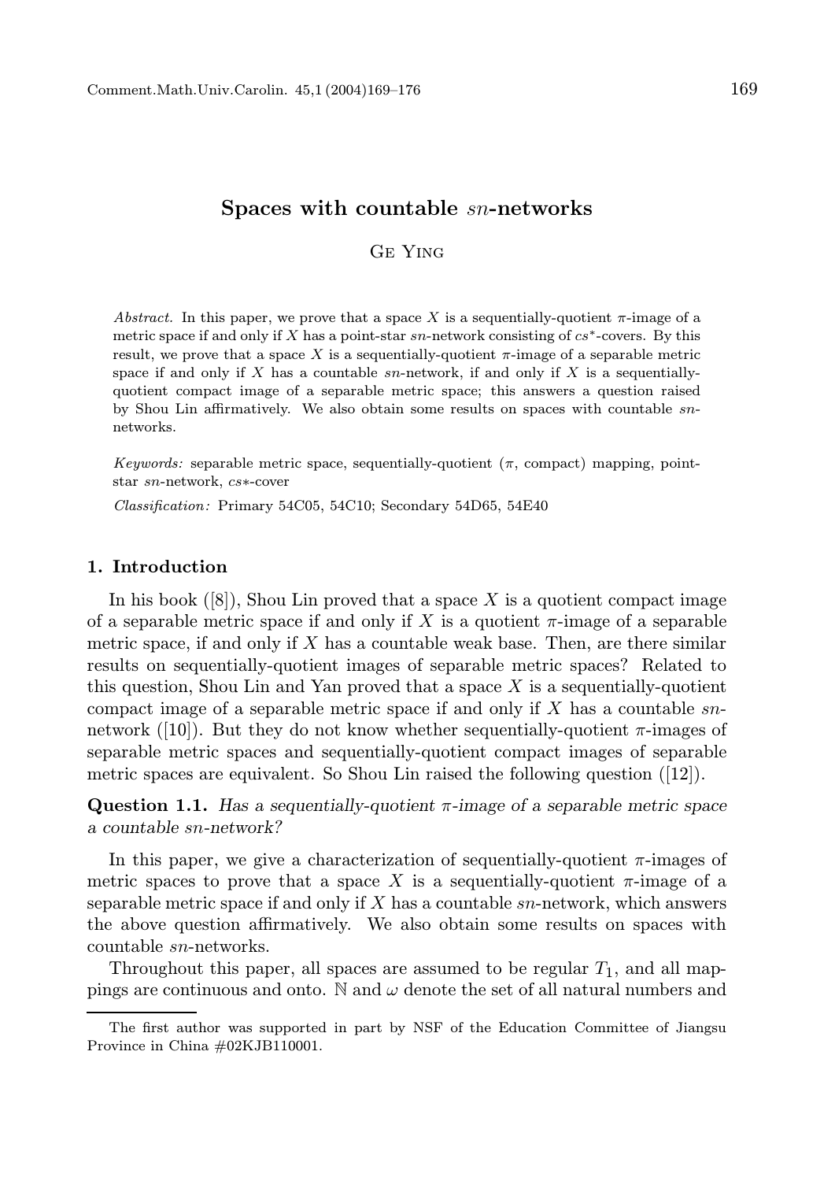# Spaces with countable $sn$-networks

Ge Ying

*Abstract.* In this paper, we prove that a space $X$ is a sequentially-quotient $\pi$-image of a metric space if and only if $X$ has a point-star $sn$-network consisting of $cs^*$-covers. By this result, we prove that a space $X$ is a sequentially-quotient $\pi$-image of a separable metric space if and only if $X$ has a countable $sn$-network, if and only if $X$ is a sequentially-quotient compact image of a separable metric space; this answers a question raised by Shou Lin affirmatively. We also obtain some results on spaces with countable $sn$-networks.

*Keywords:* separable metric space, sequentially-quotient ($\pi$, compact) mapping, point-star $sn$-network, $cs*$-cover

*Classification:* Primary 54C05, 54C10; Secondary 54D65, 54E40

## 1. Introduction

In his book ([8]), Shou Lin proved that a space $X$ is a quotient compact image of a separable metric space if and only if $X$ is a quotient $\pi$-image of a separable metric space, if and only if $X$ has a countable weak base. Then, are there similar results on sequentially-quotient images of separable metric spaces? Related to this question, Shou Lin and Yan proved that a space $X$ is a sequentially-quotient compact image of a separable metric space if and only if $X$ has a countable $sn$-network ([10]). But they do not know whether sequentially-quotient $\pi$-images of separable metric spaces and sequentially-quotient compact images of separable metric spaces are equivalent. So Shou Lin raised the following question ([12]).

**Question 1.1.** *Has a sequentially-quotient $\pi$-image of a separable metric space a countable $sn$-network?*

In this paper, we give a characterization of sequentially-quotient $\pi$-images of metric spaces to prove that a space $X$ is a sequentially-quotient $\pi$-image of a separable metric space if and only if $X$ has a countable $sn$-network, which answers the above question affirmatively. We also obtain some results on spaces with countable $sn$-networks.

Throughout this paper, all spaces are assumed to be regular $T_1$, and all mappings are continuous and onto. $\mathbb{N}$ and $\omega$ denote the set of all natural numbers and

The first author was supported in part by NSF of the Education Committee of Jiangsu Province in China #02KJB110001.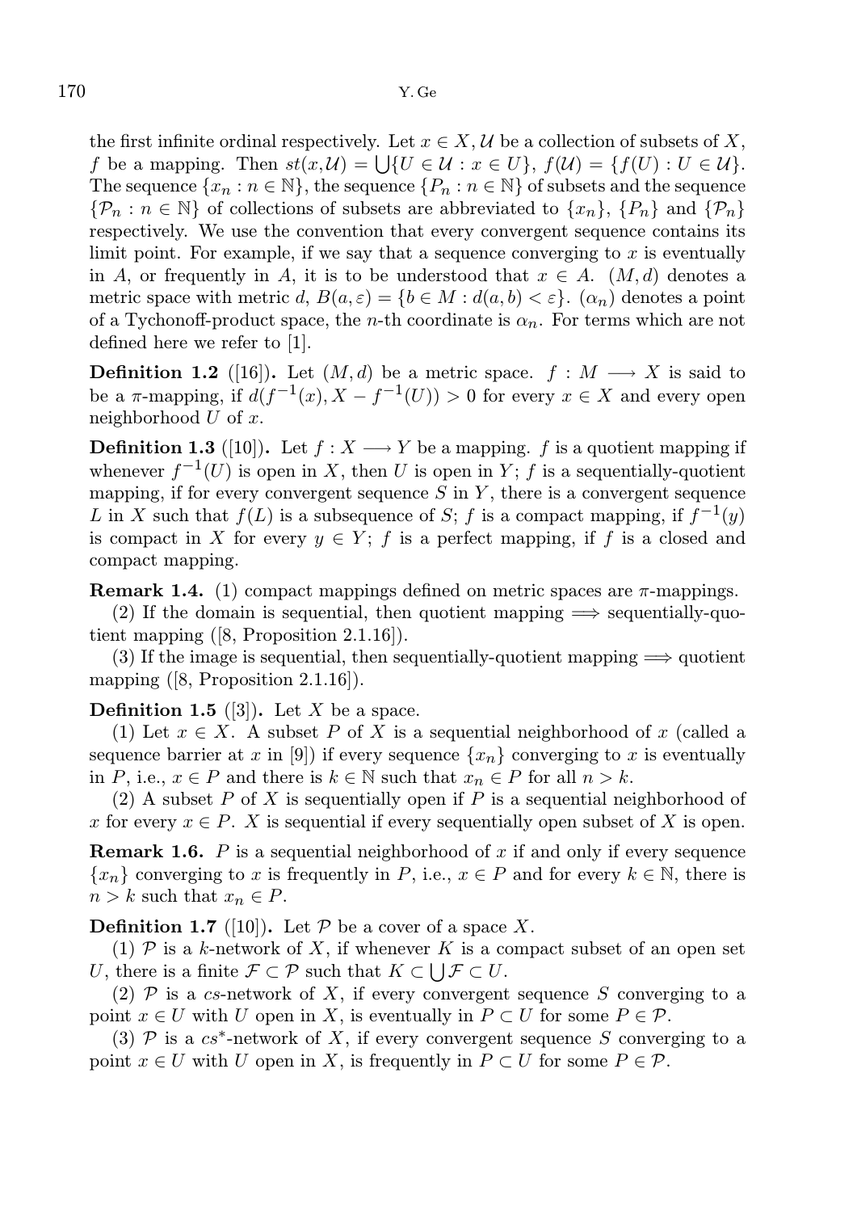the first infinite ordinal respectively. Let $x \in X$, $\mathcal{U}$ be a collection of subsets of $X$, $f$ be a mapping. Then $st(x, \mathcal{U}) = \bigcup\{U \in \mathcal{U} : x \in U\}$, $f(\mathcal{U}) = \{f(U) : U \in \mathcal{U}\}$. The sequence $\{x_n : n \in \mathbb{N}\}$, the sequence $\{P_n : n \in \mathbb{N}\}$ of subsets and the sequence $\{\mathcal{P}_n : n \in \mathbb{N}\}$ of collections of subsets are abbreviated to $\{x_n\}$, $\{P_n\}$ and $\{\mathcal{P}_n\}$ respectively. We use the convention that every convergent sequence contains its limit point. For example, if we say that a sequence converging to $x$ is eventually in $A$, or frequently in $A$, it is to be understood that $x \in A$. $(M, d)$ denotes a metric space with metric $d$, $B(a, \varepsilon) = \{b \in M : d(a, b) < \varepsilon\}$. $(\alpha_n)$ denotes a point of a Tychonoff-product space, the $n$-th coordinate is $\alpha_n$. For terms which are not defined here we refer to [1].

**Definition 1.2** ([16])**.** Let $(M, d)$ be a metric space. $f : M \longrightarrow X$ is said to be a $\pi$-mapping, if $d(f^{-1}(x), X - f^{-1}(U)) > 0$ for every $x \in X$ and every open neighborhood $U$ of $x$.

**Definition 1.3** ([10])**.** Let $f : X \longrightarrow Y$ be a mapping. $f$ is a quotient mapping if whenever $f^{-1}(U)$ is open in $X$, then $U$ is open in $Y$; $f$ is a sequentially-quotient mapping, if for every convergent sequence $S$ in $Y$, there is a convergent sequence $L$ in $X$ such that $f(L)$ is a subsequence of $S$; $f$ is a compact mapping, if $f^{-1}(y)$ is compact in $X$ for every $y \in Y$; $f$ is a perfect mapping, if $f$ is a closed and compact mapping.

**Remark 1.4.** (1) compact mappings defined on metric spaces are $\pi$-mappings.

(2) If the domain is sequential, then quotient mapping $\Longrightarrow$ sequentially-quotient mapping ([8, Proposition 2.1.16]).

(3) If the image is sequential, then sequentially-quotient mapping $\Longrightarrow$ quotient mapping ([8, Proposition 2.1.16]).

**Definition 1.5** ([3])**.** Let $X$ be a space.

(1) Let $x \in X$. A subset $P$ of $X$ is a sequential neighborhood of $x$ (called a sequence barrier at $x$ in [9]) if every sequence $\{x_n\}$ converging to $x$ is eventually in $P$, i.e., $x \in P$ and there is $k \in \mathbb{N}$ such that $x_n \in P$ for all $n > k$.

(2) A subset $P$ of $X$ is sequentially open if $P$ is a sequential neighborhood of $x$ for every $x \in P$. $X$ is sequential if every sequentially open subset of $X$ is open.

**Remark 1.6.** $P$ is a sequential neighborhood of $x$ if and only if every sequence $\{x_n\}$ converging to $x$ is frequently in $P$, i.e., $x \in P$ and for every $k \in \mathbb{N}$, there is $n > k$ such that $x_n \in P$.

**Definition 1.7** ([10])**.** Let $\mathcal{P}$ be a cover of a space $X$.

(1) $\mathcal{P}$ is a $k$-network of $X$, if whenever $K$ is a compact subset of an open set $U$, there is a finite $\mathcal{F} \subset \mathcal{P}$ such that $K \subset \bigcup \mathcal{F} \subset U$.

(2) $\mathcal{P}$ is a $cs$-network of $X$, if every convergent sequence $S$ converging to a point $x \in U$ with $U$ open in $X$, is eventually in $P \subset U$ for some $P \in \mathcal{P}$.

(3) $\mathcal{P}$ is a $cs^*$-network of $X$, if every convergent sequence $S$ converging to a point $x \in U$ with $U$ open in $X$, is frequently in $P \subset U$ for some $P \in \mathcal{P}$.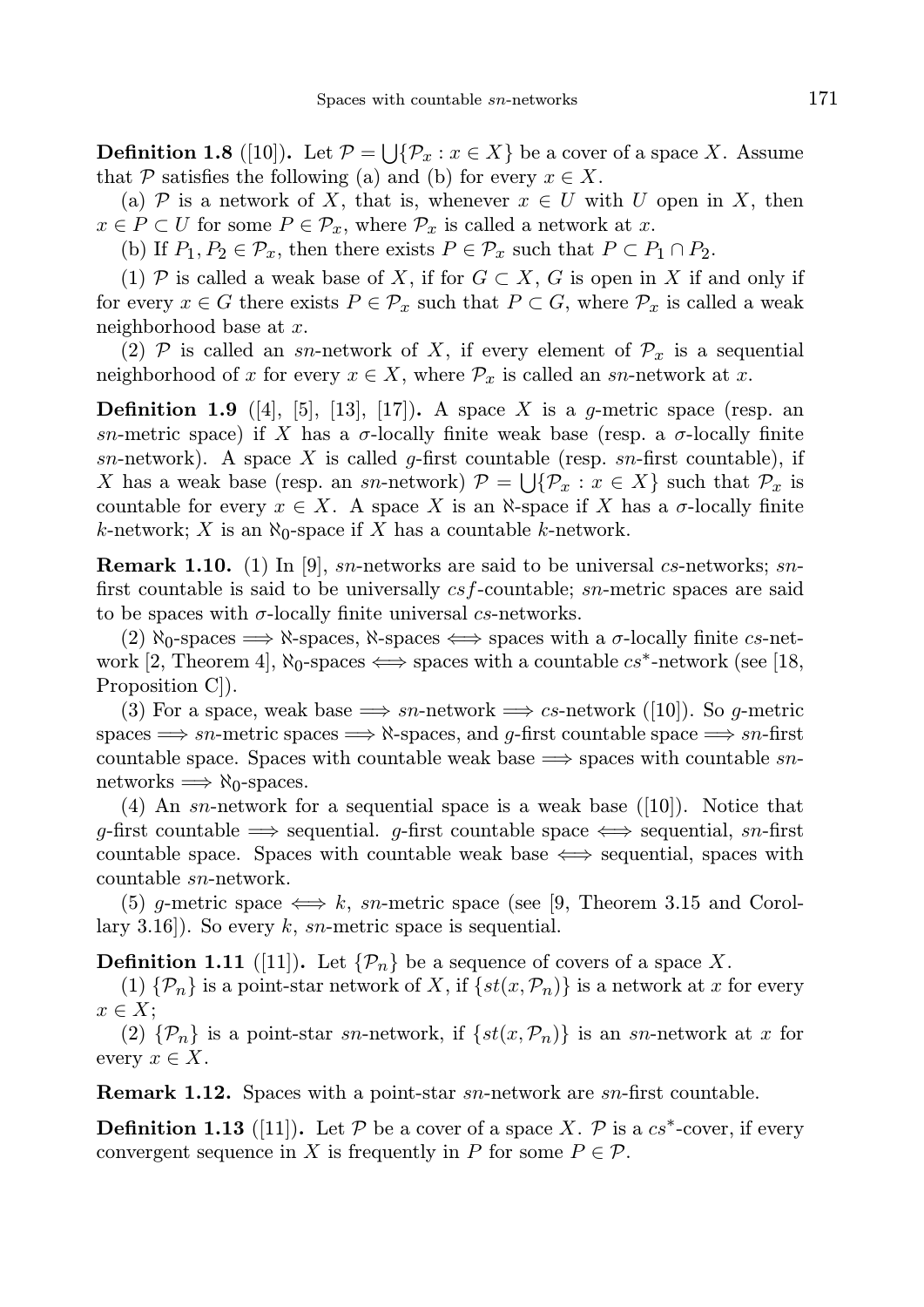**Definition 1.8** ([10]). Let $\mathcal{P} = \bigcup\{\mathcal{P}_x : x \in X\}$ be a cover of a space $X$. Assume that $\mathcal{P}$ satisfies the following (a) and (b) for every $x \in X$.

(a) $\mathcal{P}$ is a network of $X$, that is, whenever $x \in U$ with $U$ open in $X$, then $x \in P \subset U$ for some $P \in \mathcal{P}_x$, where $\mathcal{P}_x$ is called a network at $x$.

(b) If $P_1, P_2 \in \mathcal{P}_x$, then there exists $P \in \mathcal{P}_x$ such that $P \subset P_1 \cap P_2$.

(1) $\mathcal{P}$ is called a weak base of $X$, if for $G \subset X$, $G$ is open in $X$ if and only if for every $x \in G$ there exists $P \in \mathcal{P}_x$ such that $P \subset G$, where $\mathcal{P}_x$ is called a weak neighborhood base at $x$.

(2) $\mathcal{P}$ is called an *sn*-network of $X$, if every element of $\mathcal{P}_x$ is a sequential neighborhood of $x$ for every $x \in X$, where $\mathcal{P}_x$ is called an *sn*-network at $x$.

**Definition 1.9** ([4], [5], [13], [17]). A space $X$ is a *g*-metric space (resp. an *sn*-metric space) if $X$ has a $\sigma$-locally finite weak base (resp. a $\sigma$-locally finite *sn*-network). A space $X$ is called *g*-first countable (resp. *sn*-first countable), if $X$ has a weak base (resp. an *sn*-network) $\mathcal{P} = \bigcup\{\mathcal{P}_x : x \in X\}$ such that $\mathcal{P}_x$ is countable for every $x \in X$. A space $X$ is an $\aleph$-space if $X$ has a $\sigma$-locally finite *k*-network; $X$ is an $\aleph_0$-space if $X$ has a countable *k*-network.

**Remark 1.10.** (1) In [9], *sn*-networks are said to be universal *cs*-networks; *sn*-first countable is said to be universally *csf*-countable; *sn*-metric spaces are said to be spaces with $\sigma$-locally finite universal *cs*-networks.

(2) $\aleph_0$-spaces $\Longrightarrow$ $\aleph$-spaces, $\aleph$-spaces $\Longleftrightarrow$ spaces with a $\sigma$-locally finite *cs*-network [2, Theorem 4], $\aleph_0$-spaces $\Longleftrightarrow$ spaces with a countable $cs^*$-network (see [18, Proposition C]).

(3) For a space, weak base $\Longrightarrow$ *sn*-network $\Longrightarrow$ *cs*-network ([10]). So *g*-metric spaces $\Longrightarrow$ *sn*-metric spaces $\Longrightarrow$ $\aleph$-spaces, and *g*-first countable space $\Longrightarrow$ *sn*-first countable space. Spaces with countable weak base $\Longrightarrow$ spaces with countable *sn*-networks $\Longrightarrow$ $\aleph_0$-spaces.

(4) An *sn*-network for a sequential space is a weak base ([10]). Notice that *g*-first countable $\Longrightarrow$ sequential. *g*-first countable space $\Longleftrightarrow$ sequential, *sn*-first countable space. Spaces with countable weak base $\Longleftrightarrow$ sequential, spaces with countable *sn*-network.

(5) *g*-metric space $\Longleftrightarrow$ *k*, *sn*-metric space (see [9, Theorem 3.15 and Corollary 3.16]). So every *k*, *sn*-metric space is sequential.

**Definition 1.11** ([11]). Let $\{\mathcal{P}_n\}$ be a sequence of covers of a space $X$.

(1) $\{\mathcal{P}_n\}$ is a point-star network of $X$, if $\{st(x, \mathcal{P}_n)\}$ is a network at $x$ for every $x \in X$;

(2) $\{\mathcal{P}_n\}$ is a point-star *sn*-network, if $\{st(x, \mathcal{P}_n)\}$ is an *sn*-network at $x$ for every $x \in X$.

**Remark 1.12.** Spaces with a point-star *sn*-network are *sn*-first countable.

**Definition 1.13** ([11]). Let $\mathcal{P}$ be a cover of a space $X$. $\mathcal{P}$ is a $cs^*$-cover, if every convergent sequence in $X$ is frequently in $P$ for some $P \in \mathcal{P}$.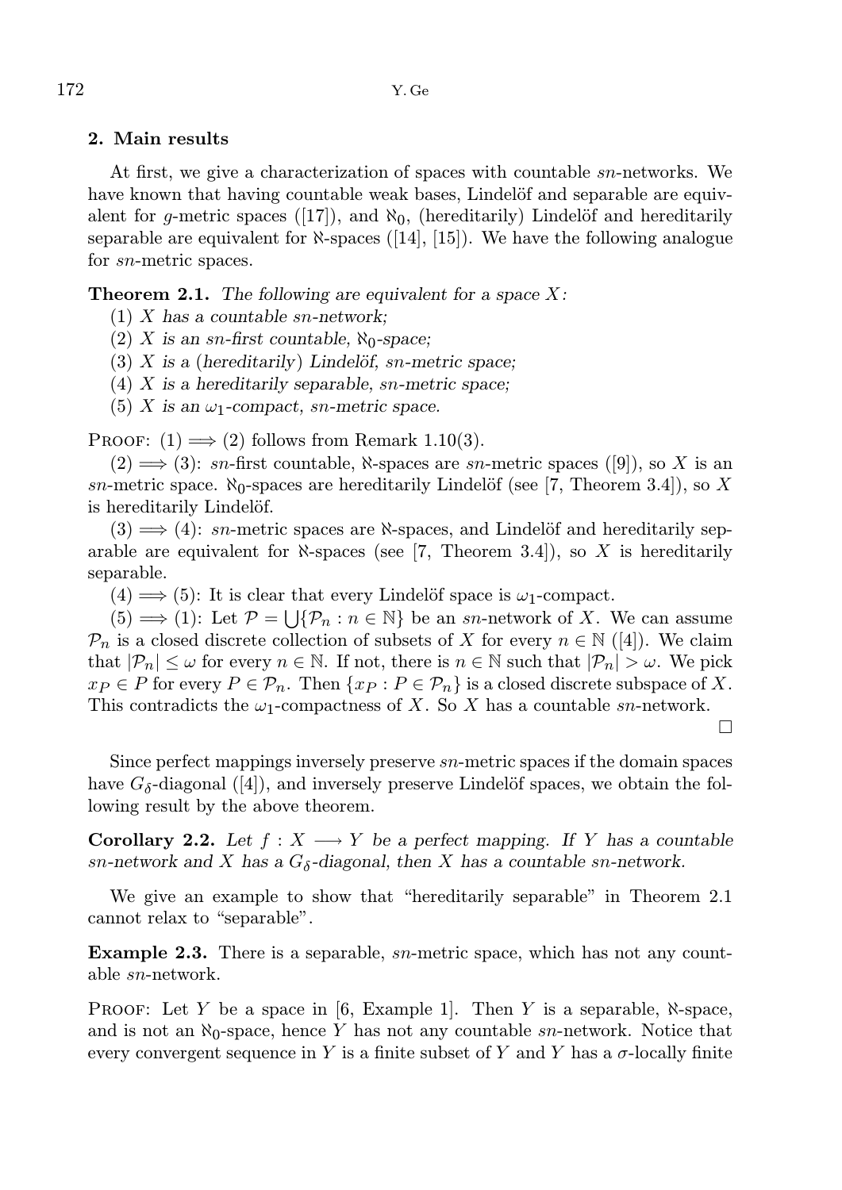## 2. Main results

At first, we give a characterization of spaces with countable *sn*-networks. We have known that having countable weak bases, Lindelöf and separable are equivalent for *g*-metric spaces ([17]), and $\aleph_0$, (hereditarily) Lindelöf and hereditarily separable are equivalent for $\aleph$-spaces ([14], [15]). We have the following analogue for *sn*-metric spaces.

**Theorem 2.1.** *The following are equivalent for a space $X$:*

(1) *$X$ has a countable sn-network;*

(2) *$X$ is an sn-first countable, $\aleph_0$-space;*

(3) *$X$ is a* (*hereditarily*) *Lindelöf, sn-metric space;*

(4) *$X$ is a hereditarily separable, sn-metric space;*

(5) *$X$ is an $\omega_1$-compact, sn-metric space.*

Proof: (1) $\Longrightarrow$ (2) follows from Remark 1.10(3).

(2) $\Longrightarrow$ (3): *sn*-first countable, $\aleph$-spaces are *sn*-metric spaces ([9]), so $X$ is an *sn*-metric space. $\aleph_0$-spaces are hereditarily Lindelöf (see [7, Theorem 3.4]), so $X$ is hereditarily Lindelöf.

(3) $\Longrightarrow$ (4): *sn*-metric spaces are $\aleph$-spaces, and Lindelöf and hereditarily separable are equivalent for $\aleph$-spaces (see [7, Theorem 3.4]), so $X$ is hereditarily separable.

(4) $\Longrightarrow$ (5): It is clear that every Lindelöf space is $\omega_1$-compact.

(5) $\Longrightarrow$ (1): Let $\mathcal{P} = \bigcup\{\mathcal{P}_n : n \in \mathbb{N}\}$ be an *sn*-network of $X$. We can assume $\mathcal{P}_n$ is a closed discrete collection of subsets of $X$ for every $n \in \mathbb{N}$ ([4]). We claim that $|\mathcal{P}_n| \leq \omega$ for every $n \in \mathbb{N}$. If not, there is $n \in \mathbb{N}$ such that $|\mathcal{P}_n| > \omega$. We pick $x_P \in P$ for every $P \in \mathcal{P}_n$. Then $\{x_P : P \in \mathcal{P}_n\}$ is a closed discrete subspace of $X$. This contradicts the $\omega_1$-compactness of $X$. So $X$ has a countable *sn*-network. □

Since perfect mappings inversely preserve *sn*-metric spaces if the domain spaces have $G_\delta$-diagonal ([4]), and inversely preserve Lindelöf spaces, we obtain the following result by the above theorem.

**Corollary 2.2.** *Let $f : X \longrightarrow Y$ be a perfect mapping. If $Y$ has a countable sn-network and $X$ has a $G_\delta$-diagonal, then $X$ has a countable sn-network.*

We give an example to show that "hereditarily separable" in Theorem 2.1 cannot relax to "separable".

**Example 2.3.** There is a separable, *sn*-metric space, which has not any countable *sn*-network.

Proof: Let $Y$ be a space in [6, Example 1]. Then $Y$ is a separable, $\aleph$-space, and is not an $\aleph_0$-space, hence $Y$ has not any countable *sn*-network. Notice that every convergent sequence in $Y$ is a finite subset of $Y$ and $Y$ has a $\sigma$-locally finite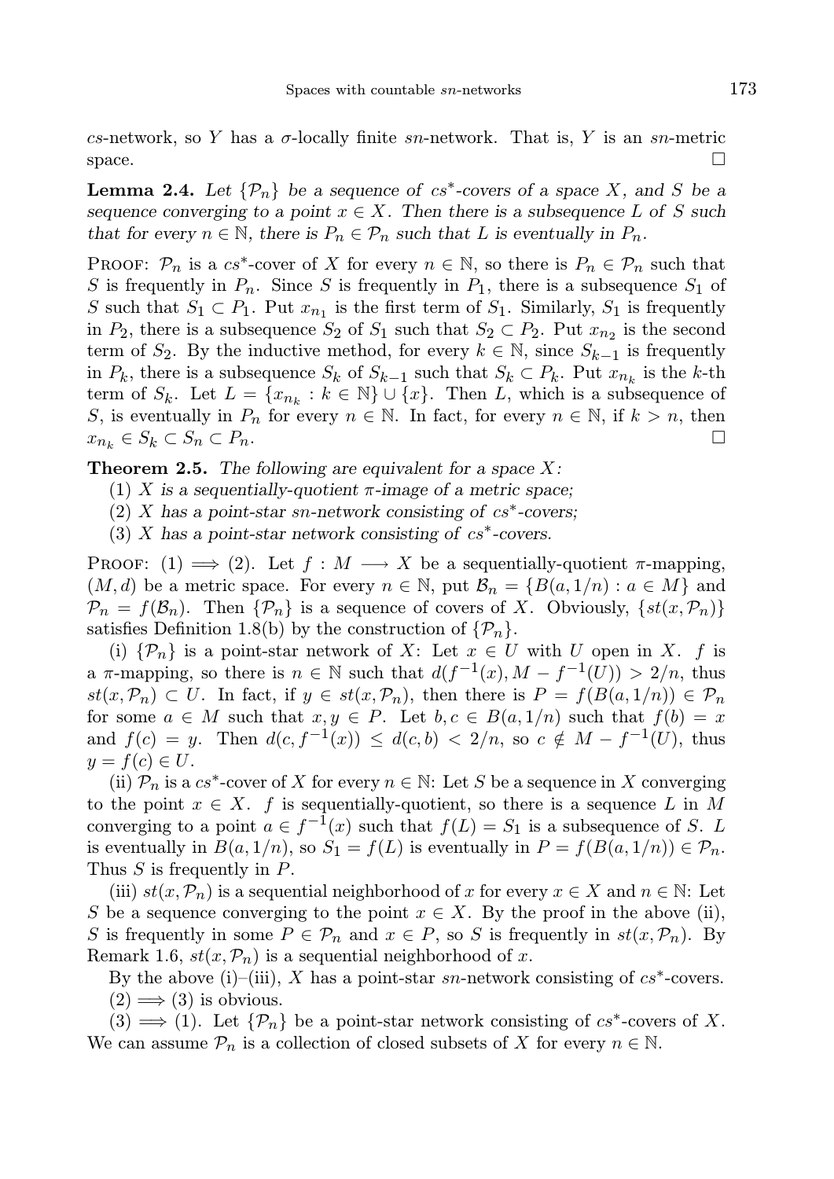$cs$-network, so $Y$ has a $\sigma$-locally finite $sn$-network. That is, $Y$ is an $sn$-metric space. □

**Lemma 2.4.** *Let $\{\mathcal{P}_n\}$ be a sequence of $cs^*$-covers of a space $X$, and $S$ be a sequence converging to a point $x \in X$. Then there is a subsequence $L$ of $S$ such that for every $n \in \mathbb{N}$, there is $P_n \in \mathcal{P}_n$ such that $L$ is eventually in $P_n$.*

Proof: $\mathcal{P}_n$ is a $cs^*$-cover of $X$ for every $n \in \mathbb{N}$, so there is $P_n \in \mathcal{P}_n$ such that $S$ is frequently in $P_n$. Since $S$ is frequently in $P_1$, there is a subsequence $S_1$ of $S$ such that $S_1 \subset P_1$. Put $x_{n_1}$ is the first term of $S_1$. Similarly, $S_1$ is frequently in $P_2$, there is a subsequence $S_2$ of $S_1$ such that $S_2 \subset P_2$. Put $x_{n_2}$ is the second term of $S_2$. By the inductive method, for every $k \in \mathbb{N}$, since $S_{k-1}$ is frequently in $P_k$, there is a subsequence $S_k$ of $S_{k-1}$ such that $S_k \subset P_k$. Put $x_{n_k}$ is the $k$-th term of $S_k$. Let $L = \{x_{n_k} : k \in \mathbb{N}\} \cup \{x\}$. Then $L$, which is a subsequence of $S$, is eventually in $P_n$ for every $n \in \mathbb{N}$. In fact, for every $n \in \mathbb{N}$, if $k > n$, then $x_{n_k} \in S_k \subset S_n \subset P_n$. □

**Theorem 2.5.** *The following are equivalent for a space $X$:*

(1) *$X$ is a sequentially-quotient $\pi$-image of a metric space;*

(2) *$X$ has a point-star $sn$-network consisting of $cs^*$-covers;*

(3) *$X$ has a point-star network consisting of $cs^*$-covers.*

Proof: (1) $\Longrightarrow$ (2). Let $f : M \longrightarrow X$ be a sequentially-quotient $\pi$-mapping, $(M, d)$ be a metric space. For every $n \in \mathbb{N}$, put $\mathcal{B}_n = \{B(a, 1/n) : a \in M\}$ and $\mathcal{P}_n = f(\mathcal{B}_n)$. Then $\{\mathcal{P}_n\}$ is a sequence of covers of $X$. Obviously, $\{st(x, \mathcal{P}_n)\}$ satisfies Definition 1.8(b) by the construction of $\{\mathcal{P}_n\}$.

(i) $\{\mathcal{P}_n\}$ is a point-star network of $X$: Let $x \in U$ with $U$ open in $X$. $f$ is a $\pi$-mapping, so there is $n \in \mathbb{N}$ such that $d(f^{-1}(x), M - f^{-1}(U)) > 2/n$, thus $st(x, \mathcal{P}_n) \subset U$. In fact, if $y \in st(x, \mathcal{P}_n)$, then there is $P = f(B(a, 1/n)) \in \mathcal{P}_n$ for some $a \in M$ such that $x, y \in P$. Let $b, c \in B(a, 1/n)$ such that $f(b) = x$ and $f(c) = y$. Then $d(c, f^{-1}(x)) \le d(c, b) < 2/n$, so $c \notin M - f^{-1}(U)$, thus $y = f(c) \in U$.

(ii) $\mathcal{P}_n$ is a $cs^*$-cover of $X$ for every $n \in \mathbb{N}$: Let $S$ be a sequence in $X$ converging to the point $x \in X$. $f$ is sequentially-quotient, so there is a sequence $L$ in $M$ converging to a point $a \in f^{-1}(x)$ such that $f(L) = S_1$ is a subsequence of $S$. $L$ is eventually in $B(a, 1/n)$, so $S_1 = f(L)$ is eventually in $P = f(B(a, 1/n)) \in \mathcal{P}_n$. Thus $S$ is frequently in $P$.

(iii) $st(x, \mathcal{P}_n)$ is a sequential neighborhood of $x$ for every $x \in X$ and $n \in \mathbb{N}$: Let $S$ be a sequence converging to the point $x \in X$. By the proof in the above (ii), $S$ is frequently in some $P \in \mathcal{P}_n$ and $x \in P$, so $S$ is frequently in $st(x, \mathcal{P}_n)$. By Remark 1.6, $st(x, \mathcal{P}_n)$ is a sequential neighborhood of $x$.

By the above (i)–(iii), $X$ has a point-star $sn$-network consisting of $cs^*$-covers.

(2) $\Longrightarrow$ (3) is obvious.

(3) $\Longrightarrow$ (1). Let $\{\mathcal{P}_n\}$ be a point-star network consisting of $cs^*$-covers of $X$. We can assume $\mathcal{P}_n$ is a collection of closed subsets of $X$ for every $n \in \mathbb{N}$.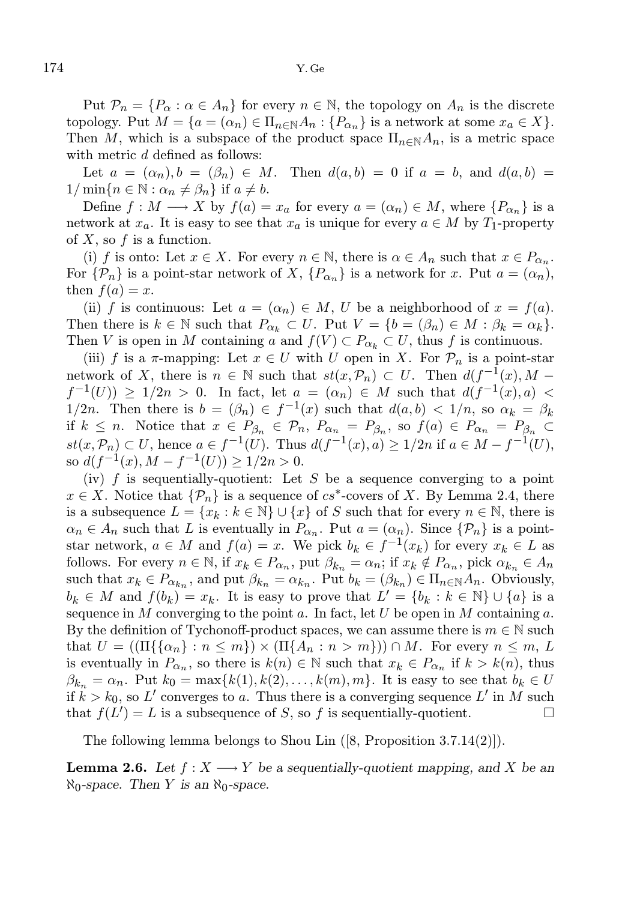Put $\mathcal{P}_n = \{P_\alpha : \alpha \in A_n\}$ for every $n \in \mathbb{N}$, the topology on $A_n$ is the discrete topology. Put $M = \{a = (\alpha_n) \in \Pi_{n\in\mathbb{N}} A_n : \{P_{\alpha_n}\}$ is a network at some $x_a \in X\}$. Then $M$, which is a subspace of the product space $\Pi_{n\in\mathbb{N}} A_n$, is a metric space with metric $d$ defined as follows:

Let $a = (\alpha_n), b = (\beta_n) \in M$. Then $d(a, b) = 0$ if $a = b$, and $d(a, b) = 1/\min\{n \in \mathbb{N} : \alpha_n \neq \beta_n\}$ if $a \neq b$.

Define $f : M \longrightarrow X$ by $f(a) = x_a$ for every $a = (\alpha_n) \in M$, where $\{P_{\alpha_n}\}$ is a network at $x_a$. It is easy to see that $x_a$ is unique for every $a \in M$ by $T_1$-property of $X$, so $f$ is a function.

(i) $f$ is onto: Let $x \in X$. For every $n \in \mathbb{N}$, there is $\alpha \in A_n$ such that $x \in P_{\alpha_n}$. For $\{\mathcal{P}_n\}$ is a point-star network of $X$, $\{P_{\alpha_n}\}$ is a network for $x$. Put $a = (\alpha_n)$, then $f(a) = x$.

(ii) $f$ is continuous: Let $a = (\alpha_n) \in M$, $U$ be a neighborhood of $x = f(a)$. Then there is $k \in \mathbb{N}$ such that $P_{\alpha_k} \subset U$. Put $V = \{b = (\beta_n) \in M : \beta_k = \alpha_k\}$. Then $V$ is open in $M$ containing $a$ and $f(V) \subset P_{\alpha_k} \subset U$, thus $f$ is continuous.

(iii) $f$ is a $\pi$-mapping: Let $x \in U$ with $U$ open in $X$. For $\mathcal{P}_n$ is a point-star network of $X$, there is $n \in \mathbb{N}$ such that $st(x, \mathcal{P}_n) \subset U$. Then $d(f^{-1}(x), M - f^{-1}(U)) \geq 1/2n > 0$. In fact, let $a = (\alpha_n) \in M$ such that $d(f^{-1}(x), a) < 1/2n$. Then there is $b = (\beta_n) \in f^{-1}(x)$ such that $d(a, b) < 1/n$, so $\alpha_k = \beta_k$ if $k \leq n$. Notice that $x \in P_{\beta_n} \in \mathcal{P}_n$, $P_{\alpha_n} = P_{\beta_n}$, so $f(a) \in P_{\alpha_n} = P_{\beta_n} \subset st(x, \mathcal{P}_n) \subset U$, hence $a \in f^{-1}(U)$. Thus $d(f^{-1}(x), a) \geq 1/2n$ if $a \in M - f^{-1}(U)$, so $d(f^{-1}(x), M - f^{-1}(U)) \geq 1/2n > 0$.

(iv) $f$ is sequentially-quotient: Let $S$ be a sequence converging to a point $x \in X$. Notice that $\{\mathcal{P}_n\}$ is a sequence of $cs^*$-covers of $X$. By Lemma 2.4, there is a subsequence $L = \{x_k : k \in \mathbb{N}\} \cup \{x\}$ of $S$ such that for every $n \in \mathbb{N}$, there is $\alpha_n \in A_n$ such that $L$ is eventually in $P_{\alpha_n}$. Put $a = (\alpha_n)$. Since $\{\mathcal{P}_n\}$ is a point-star network, $a \in M$ and $f(a) = x$. We pick $b_k \in f^{-1}(x_k)$ for every $x_k \in L$ as follows. For every $n \in \mathbb{N}$, if $x_k \in P_{\alpha_n}$, put $\beta_{k_n} = \alpha_n$; if $x_k \notin P_{\alpha_n}$, pick $\alpha_{k_n} \in A_n$ such that $x_k \in P_{\alpha_{k_n}}$, and put $\beta_{k_n} = \alpha_{k_n}$. Put $b_k = (\beta_{k_n}) \in \Pi_{n\in\mathbb{N}} A_n$. Obviously, $b_k \in M$ and $f(b_k) = x_k$. It is easy to prove that $L' = \{b_k : k \in \mathbb{N}\} \cup \{a\}$ is a sequence in $M$ converging to the point $a$. In fact, let $U$ be open in $M$ containing $a$. By the definition of Tychonoff-product spaces, we can assume there is $m \in \mathbb{N}$ such that $U = ((\Pi\{\{\alpha_n\} : n \leq m\}) \times (\Pi\{A_n : n > m\})) \cap M$. For every $n \leq m$, $L$ is eventually in $P_{\alpha_n}$, so there is $k(n) \in \mathbb{N}$ such that $x_k \in P_{\alpha_n}$ if $k > k(n)$, thus $\beta_{k_n} = \alpha_n$. Put $k_0 = \max\{k(1), k(2), \ldots, k(m), m\}$. It is easy to see that $b_k \in U$ if $k > k_0$, so $L'$ converges to $a$. Thus there is a converging sequence $L'$ in $M$ such that $f(L') = L$ is a subsequence of $S$, so $f$ is sequentially-quotient. □

The following lemma belongs to Shou Lin ([8, Proposition 3.7.14(2)]).

**Lemma 2.6.** *Let $f : X \longrightarrow Y$ be a sequentially-quotient mapping, and $X$ be an $\aleph_0$-space. Then $Y$ is an $\aleph_0$-space.*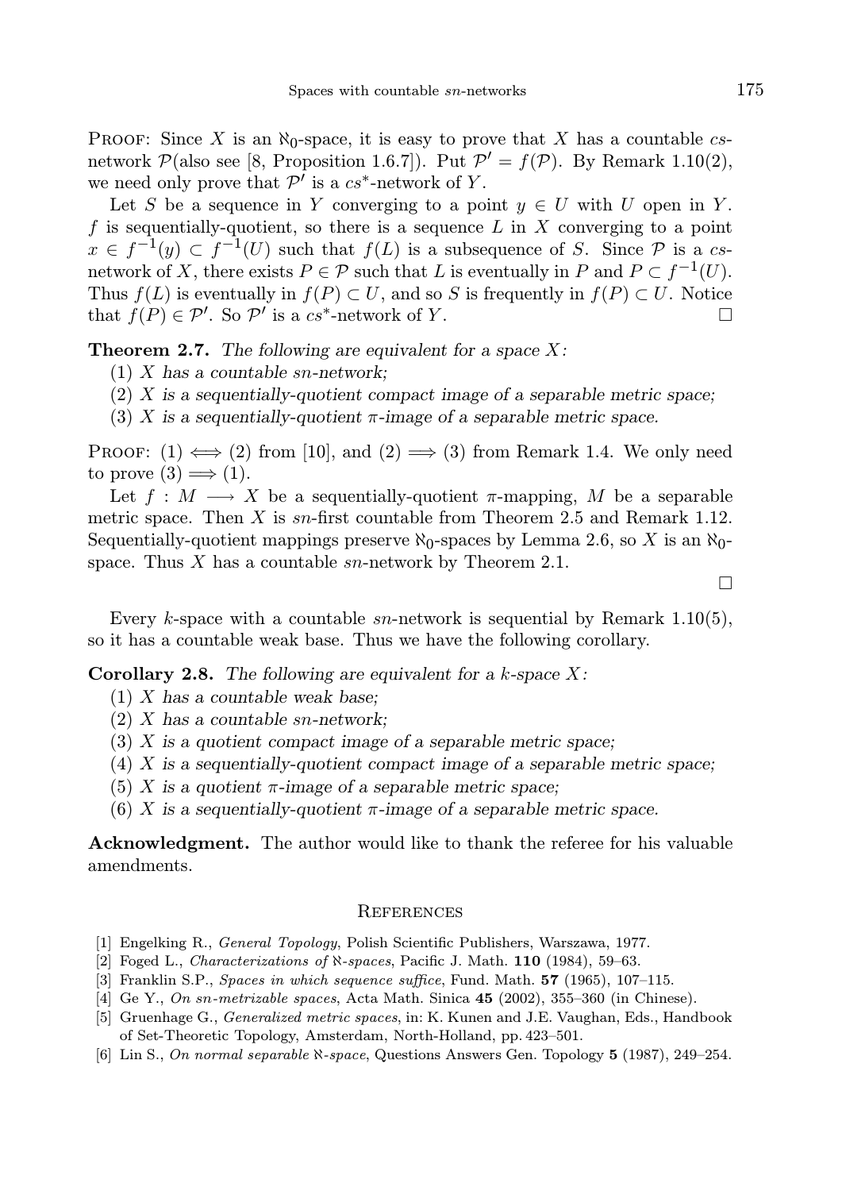PROOF: Since $X$ is an $\aleph_0$-space, it is easy to prove that $X$ has a countable $cs$-network $\mathcal{P}$(also see [8, Proposition 1.6.7]). Put $\mathcal{P}' = f(\mathcal{P})$. By Remark 1.10(2), we need only prove that $\mathcal{P}'$ is a $cs^*$-network of $Y$.

Let $S$ be a sequence in $Y$ converging to a point $y \in U$ with $U$ open in $Y$. $f$ is sequentially-quotient, so there is a sequence $L$ in $X$ converging to a point $x \in f^{-1}(y) \subset f^{-1}(U)$ such that $f(L)$ is a subsequence of $S$. Since $\mathcal{P}$ is a $cs$-network of $X$, there exists $P \in \mathcal{P}$ such that $L$ is eventually in $P$ and $P \subset f^{-1}(U)$. Thus $f(L)$ is eventually in $f(P) \subset U$, and so $S$ is frequently in $f(P) \subset U$. Notice that $f(P) \in \mathcal{P}'$. So $\mathcal{P}'$ is a $cs^*$-network of $Y$. □

**Theorem 2.7.** *The following are equivalent for a space $X$:*

(1) *$X$ has a countable $sn$-network;*

(2) *$X$ is a sequentially-quotient compact image of a separable metric space;*

(3) *$X$ is a sequentially-quotient $\pi$-image of a separable metric space.*

PROOF: (1) $\Longleftrightarrow$ (2) from [10], and (2) $\Longrightarrow$ (3) from Remark 1.4. We only need to prove (3) $\Longrightarrow$ (1).

Let $f : M \longrightarrow X$ be a sequentially-quotient $\pi$-mapping, $M$ be a separable metric space. Then $X$ is $sn$-first countable from Theorem 2.5 and Remark 1.12. Sequentially-quotient mappings preserve $\aleph_0$-spaces by Lemma 2.6, so $X$ is an $\aleph_0$-space. Thus $X$ has a countable $sn$-network by Theorem 2.1.

□

Every $k$-space with a countable $sn$-network is sequential by Remark 1.10(5), so it has a countable weak base. Thus we have the following corollary.

**Corollary 2.8.** *The following are equivalent for a $k$-space $X$:*

(1) *$X$ has a countable weak base;*

(2) *$X$ has a countable $sn$-network;*

(3) *$X$ is a quotient compact image of a separable metric space;*

(4) *$X$ is a sequentially-quotient compact image of a separable metric space;*

(5) *$X$ is a quotient $\pi$-image of a separable metric space;*

(6) *$X$ is a sequentially-quotient $\pi$-image of a separable metric space.*

**Acknowledgment.** The author would like to thank the referee for his valuable amendments.

## References

[1] Engelking R., *General Topology*, Polish Scientific Publishers, Warszawa, 1977.

[2] Foged L., *Characterizations of ℵ-spaces*, Pacific J. Math. **110** (1984), 59–63.

[3] Franklin S.P., *Spaces in which sequence suffice*, Fund. Math. **57** (1965), 107–115.

[4] Ge Y., *On sn-metrizable spaces*, Acta Math. Sinica **45** (2002), 355–360 (in Chinese).

[5] Gruenhage G., *Generalized metric spaces*, in: K. Kunen and J.E. Vaughan, Eds., Handbook of Set-Theoretic Topology, Amsterdam, North-Holland, pp. 423–501.

[6] Lin S., *On normal separable ℵ-space*, Questions Answers Gen. Topology **5** (1987), 249–254.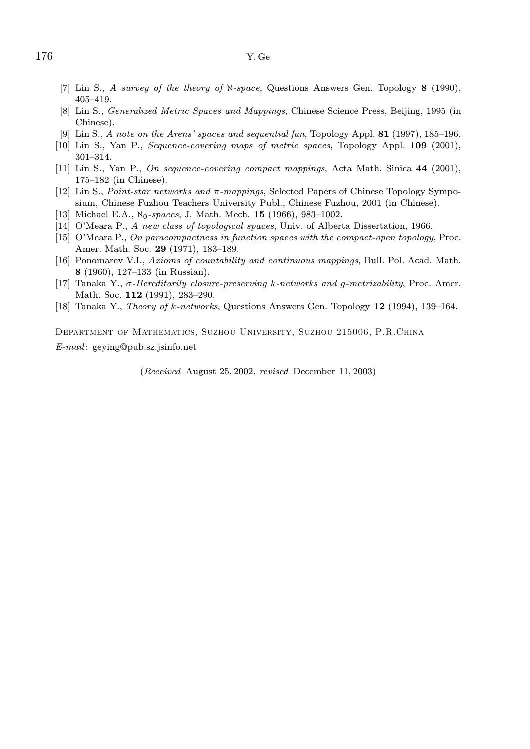[7] Lin S., *A survey of the theory of* $\aleph$*-space*, Questions Answers Gen. Topology **8** (1990), 405–419.

[8] Lin S., *Generalized Metric Spaces and Mappings*, Chinese Science Press, Beijing, 1995 (in Chinese).

[9] Lin S., *A note on the Arens' spaces and sequential fan*, Topology Appl. **81** (1997), 185–196.

[10] Lin S., Yan P., *Sequence-covering maps of metric spaces*, Topology Appl. **109** (2001), 301–314.

[11] Lin S., Yan P., *On sequence-covering compact mappings*, Acta Math. Sinica **44** (2001), 175–182 (in Chinese).

[12] Lin S., *Point-star networks and* $\pi$*-mappings*, Selected Papers of Chinese Topology Symposium, Chinese Fuzhou Teachers University Publ., Chinese Fuzhou, 2001 (in Chinese).

[13] Michael E.A., $\aleph_0$*-spaces*, J. Math. Mech. **15** (1966), 983–1002.

[14] O'Meara P., *A new class of topological spaces*, Univ. of Alberta Dissertation, 1966.

[15] O'Meara P., *On paracompactness in function spaces with the compact-open topology*, Proc. Amer. Math. Soc. **29** (1971), 183–189.

[16] Ponomarev V.I., *Axioms of countability and continuous mappings*, Bull. Pol. Acad. Math. **8** (1960), 127–133 (in Russian).

[17] Tanaka Y., $\sigma$*-Hereditarily closure-preserving* $k$*-networks and* $g$*-metrizability*, Proc. Amer. Math. Soc. **112** (1991), 283–290.

[18] Tanaka Y., *Theory of* $k$*-networks*, Questions Answers Gen. Topology **12** (1994), 139–164.

Department of Mathematics, Suzhou University, Suzhou 215006, P.R.China

*E-mail*: geying@pub.sz.jsinfo.net

(*Received* August 25, 2002, *revised* December 11, 2003)